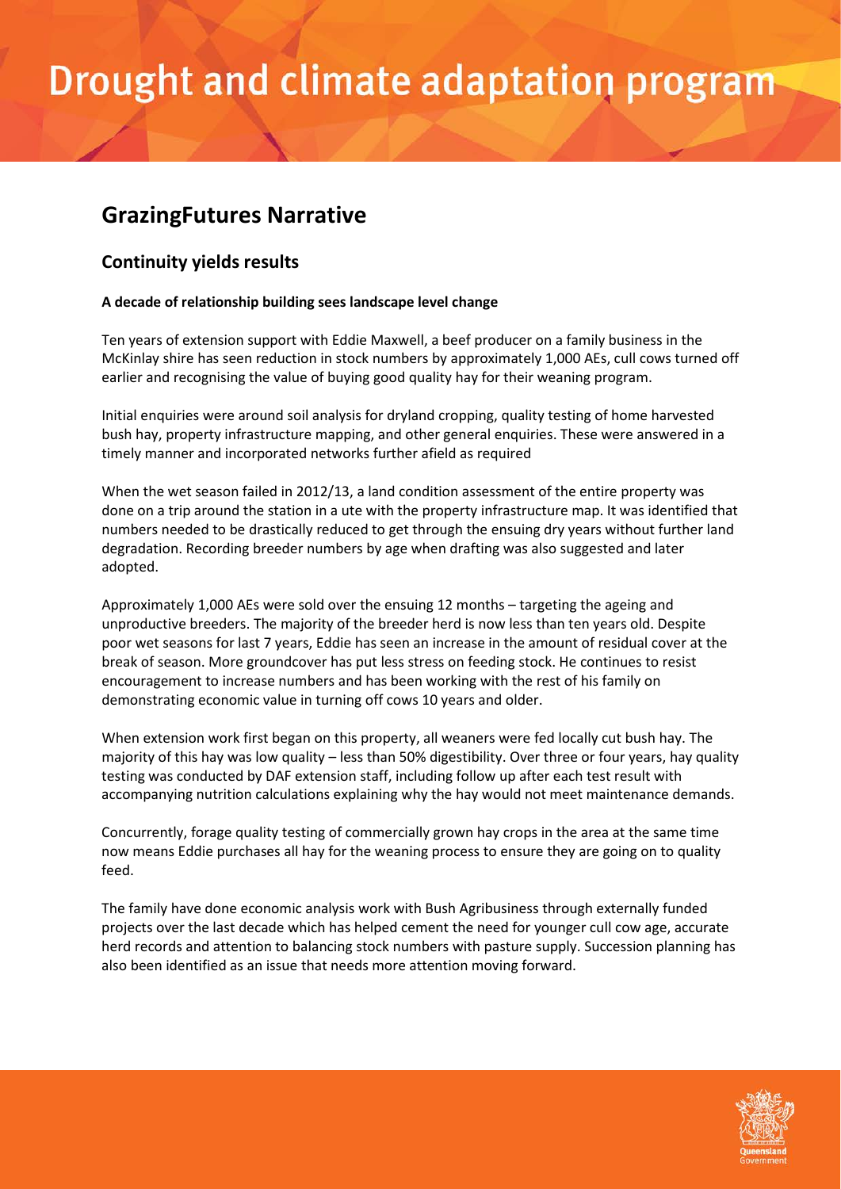# Drought and climate adaptation program

## GrazingFutures Narrative

### Continuity yields results

**A decade of relationship building sees landscape level change**

Ten years of extension support with Eddie Maxwell, a beef producer on a family business in the McKinlay shire has seen reduction in stock numbers by approximately 1,000 AEs, cull cows turned off earlier and recognising the value of buying good quality hay for their weaning program.

Initial enquiries were around soil analysis for dryland cropping, quality testing of home harvested bush hay, property infrastructure mapping, and other general enquiries. These were answered in a timely manner and incorporated networks further afield as required

When the wet season failed in 2012/13, a land condition assessment of the entire property was done on a trip around the station in a ute with the property infrastructure map. It was identified that numbers needed to be drastically reduced to get through the ensuing dry years without further land degradation. Recording breeder numbers by age when drafting was also suggested and later adopted.

Approximately 1,000 AEs were sold over the ensuing 12 months – targeting the ageing and unproductive breeders. The majority of the breeder herd is now less than ten years old. Despite poor wet seasons for last 7 years, Eddie has seen an increase in the amount of residual cover at the break of season. More groundcover has put less stress on feeding stock. He continues to resist encouragement to increase numbers and has been working with the rest of his family on demonstrating economic value in turning off cows 10 years and older.

When extension work first began on this property, all weaners were fed locally cut bush hay. The majority of this hay was low quality – less than 50% digestibility. Over three or four years, hay quality testing was conducted by DAF extension staff, including follow up after each test result with accompanying nutrition calculations explaining why the hay would not meet maintenance demands.

Concurrently, forage quality testing of commercially grown hay crops in the area at the same time now means Eddie purchases all hay for the weaning process to ensure they are going on to quality feed.

The family have done economic analysis work with Bush Agribusiness through externally funded projects over the last decade which has helped cement the need for younger cull cow age, accurate herd records and attention to balancing stock numbers with pasture supply. Succession planning has also been identified as an issue that needs more attention moving forward.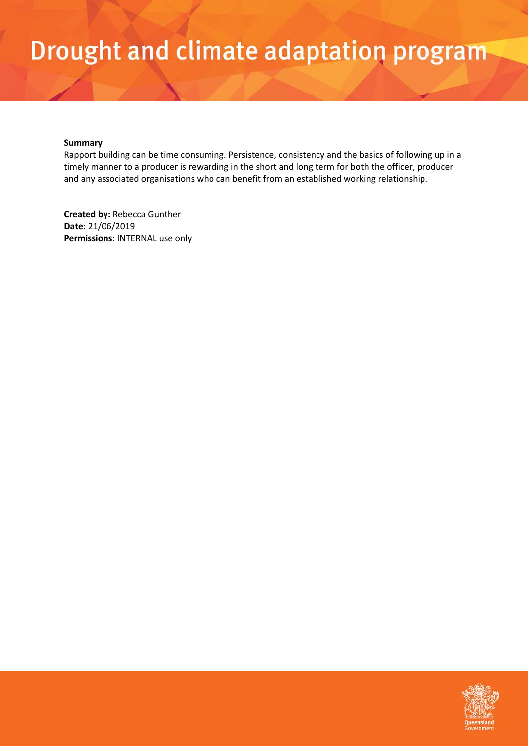# Drought and climate adaptation program

**Summary**

Rapport building can be time consuming. Persistence, consistency and the basics of following up in a timely manner to a producer is rewarding in the short and long term for both the officer, producer and any associated organisations who can benefit from an established working relationship.

**Created by:** Rebecca Gunther
**Date:** 21/06/2019
**Permissions:** INTERNAL use only